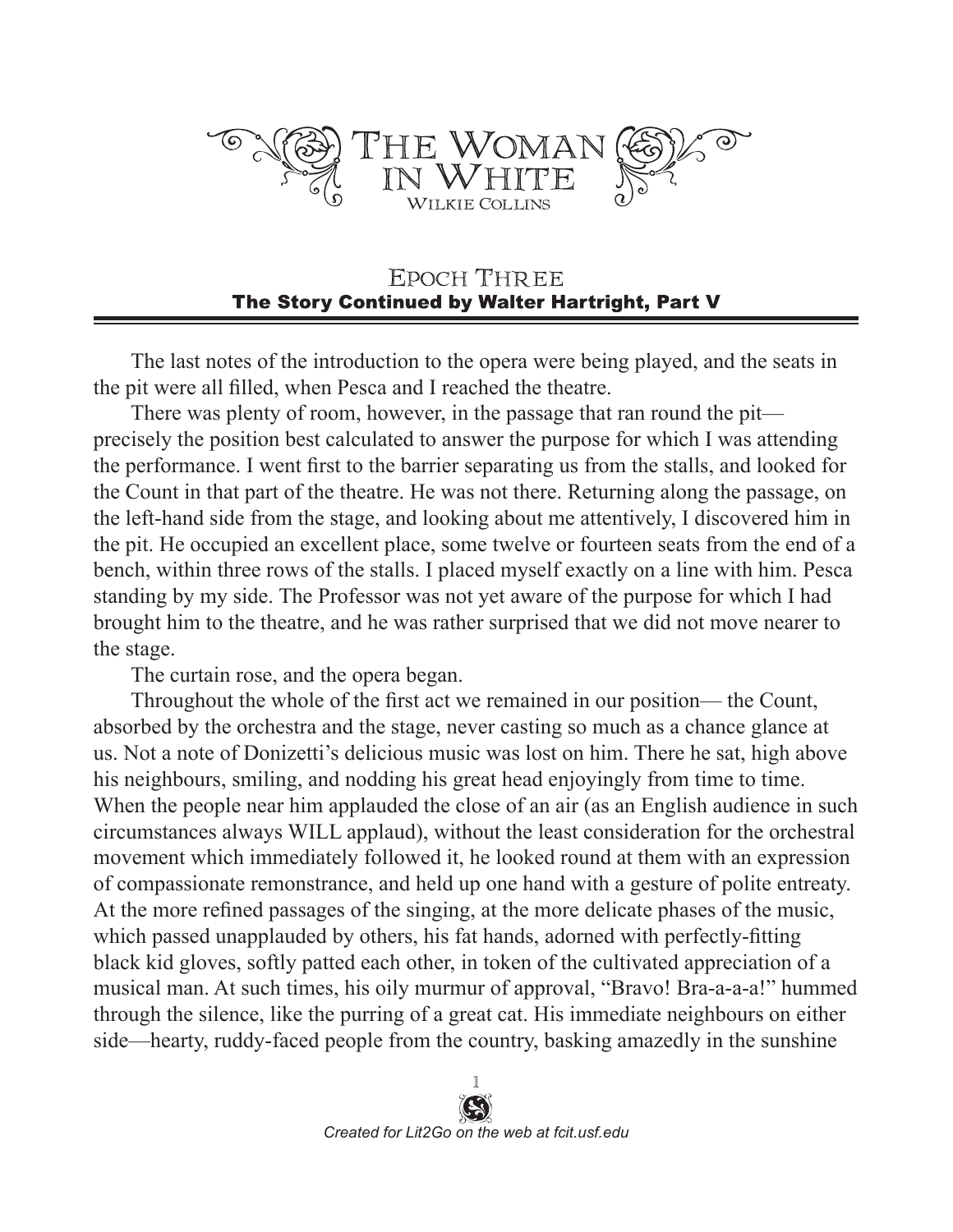# The Woman in White

Wilkie Collins

## Epoch Three

### The Story Continued by Walter Hartright, Part V

The last notes of the introduction to the opera were being played, and the seats in the pit were all filled, when Pesca and I reached the theatre.

There was plenty of room, however, in the passage that ran round the pit—precisely the position best calculated to answer the purpose for which I was attending the performance. I went first to the barrier separating us from the stalls, and looked for the Count in that part of the theatre. He was not there. Returning along the passage, on the left-hand side from the stage, and looking about me attentively, I discovered him in the pit. He occupied an excellent place, some twelve or fourteen seats from the end of a bench, within three rows of the stalls. I placed myself exactly on a line with him. Pesca standing by my side. The Professor was not yet aware of the purpose for which I had brought him to the theatre, and he was rather surprised that we did not move nearer to the stage.

The curtain rose, and the opera began.

Throughout the whole of the first act we remained in our position— the Count, absorbed by the orchestra and the stage, never casting so much as a chance glance at us. Not a note of Donizetti's delicious music was lost on him. There he sat, high above his neighbours, smiling, and nodding his great head enjoyingly from time to time. When the people near him applauded the close of an air (as an English audience in such circumstances always WILL applaud), without the least consideration for the orchestral movement which immediately followed it, he looked round at them with an expression of compassionate remonstrance, and held up one hand with a gesture of polite entreaty. At the more refined passages of the singing, at the more delicate phases of the music, which passed unapplauded by others, his fat hands, adorned with perfectly-fitting black kid gloves, softly patted each other, in token of the cultivated appreciation of a musical man. At such times, his oily murmur of approval, "Bravo! Bra-a-a-a!" hummed through the silence, like the purring of a great cat. His immediate neighbours on either side—hearty, ruddy-faced people from the country, basking amazedly in the sunshine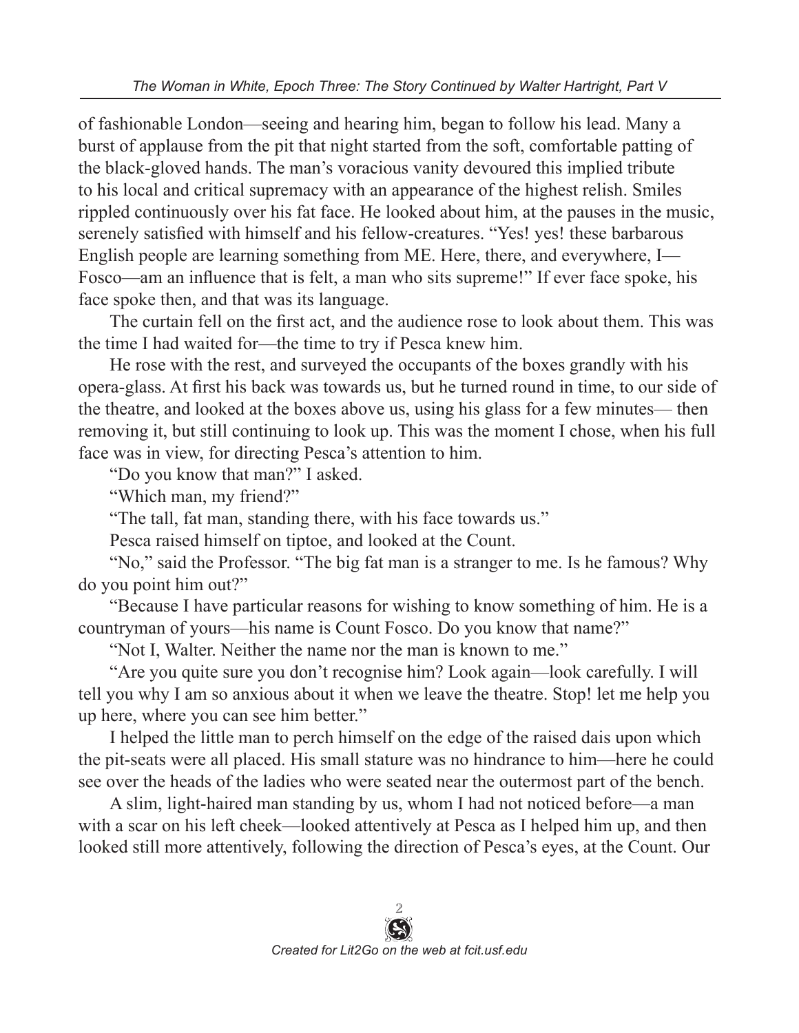of fashionable London—seeing and hearing him, began to follow his lead. Many a burst of applause from the pit that night started from the soft, comfortable patting of the black-gloved hands. The man's voracious vanity devoured this implied tribute to his local and critical supremacy with an appearance of the highest relish. Smiles rippled continuously over his fat face. He looked about him, at the pauses in the music, serenely satisfied with himself and his fellow-creatures. "Yes! yes! these barbarous English people are learning something from ME. Here, there, and everywhere, I—Fosco—am an influence that is felt, a man who sits supreme!" If ever face spoke, his face spoke then, and that was its language.

The curtain fell on the first act, and the audience rose to look about them. This was the time I had waited for—the time to try if Pesca knew him.

He rose with the rest, and surveyed the occupants of the boxes grandly with his opera-glass. At first his back was towards us, but he turned round in time, to our side of the theatre, and looked at the boxes above us, using his glass for a few minutes— then removing it, but still continuing to look up. This was the moment I chose, when his full face was in view, for directing Pesca's attention to him.

"Do you know that man?" I asked.

"Which man, my friend?"

"The tall, fat man, standing there, with his face towards us."

Pesca raised himself on tiptoe, and looked at the Count.

"No," said the Professor. "The big fat man is a stranger to me. Is he famous? Why do you point him out?"

"Because I have particular reasons for wishing to know something of him. He is a countryman of yours—his name is Count Fosco. Do you know that name?"

"Not I, Walter. Neither the name nor the man is known to me."

"Are you quite sure you don't recognise him? Look again—look carefully. I will tell you why I am so anxious about it when we leave the theatre. Stop! let me help you up here, where you can see him better."

I helped the little man to perch himself on the edge of the raised dais upon which the pit-seats were all placed. His small stature was no hindrance to him—here he could see over the heads of the ladies who were seated near the outermost part of the bench.

A slim, light-haired man standing by us, whom I had not noticed before—a man with a scar on his left cheek—looked attentively at Pesca as I helped him up, and then looked still more attentively, following the direction of Pesca's eyes, at the Count. Our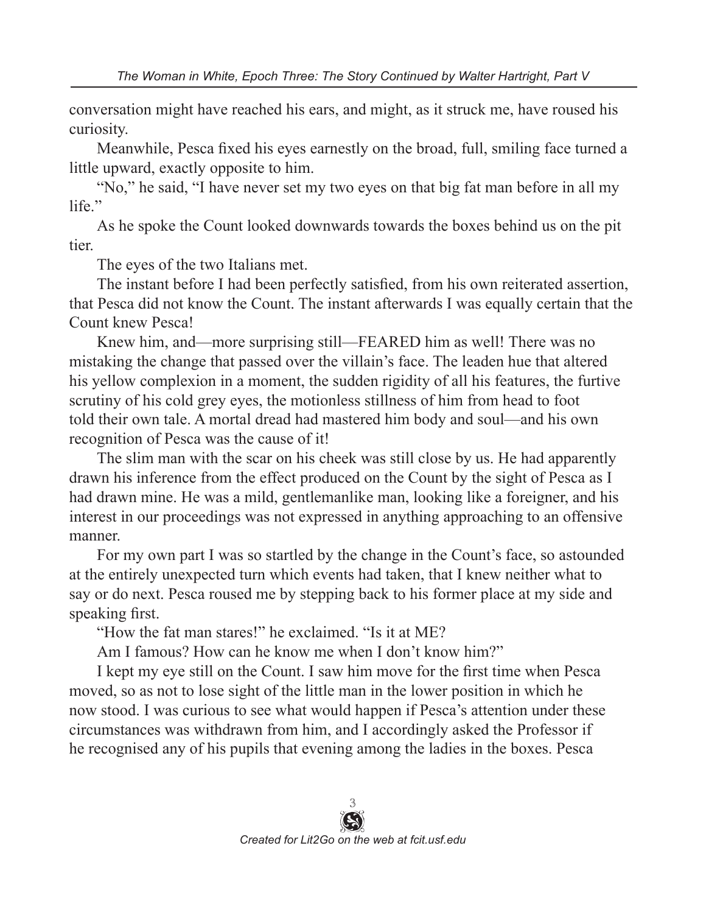conversation might have reached his ears, and might, as it struck me, have roused his curiosity.

Meanwhile, Pesca fixed his eyes earnestly on the broad, full, smiling face turned a little upward, exactly opposite to him.

"No," he said, "I have never set my two eyes on that big fat man before in all my life."

As he spoke the Count looked downwards towards the boxes behind us on the pit tier.

The eyes of the two Italians met.

The instant before I had been perfectly satisfied, from his own reiterated assertion, that Pesca did not know the Count. The instant afterwards I was equally certain that the Count knew Pesca!

Knew him, and—more surprising still—FEARED him as well! There was no mistaking the change that passed over the villain's face. The leaden hue that altered his yellow complexion in a moment, the sudden rigidity of all his features, the furtive scrutiny of his cold grey eyes, the motionless stillness of him from head to foot told their own tale. A mortal dread had mastered him body and soul—and his own recognition of Pesca was the cause of it!

The slim man with the scar on his cheek was still close by us. He had apparently drawn his inference from the effect produced on the Count by the sight of Pesca as I had drawn mine. He was a mild, gentlemanlike man, looking like a foreigner, and his interest in our proceedings was not expressed in anything approaching to an offensive manner.

For my own part I was so startled by the change in the Count's face, so astounded at the entirely unexpected turn which events had taken, that I knew neither what to say or do next. Pesca roused me by stepping back to his former place at my side and speaking first.

"How the fat man stares!" he exclaimed. "Is it at ME?

Am I famous? How can he know me when I don't know him?"

I kept my eye still on the Count. I saw him move for the first time when Pesca moved, so as not to lose sight of the little man in the lower position in which he now stood. I was curious to see what would happen if Pesca's attention under these circumstances was withdrawn from him, and I accordingly asked the Professor if he recognised any of his pupils that evening among the ladies in the boxes. Pesca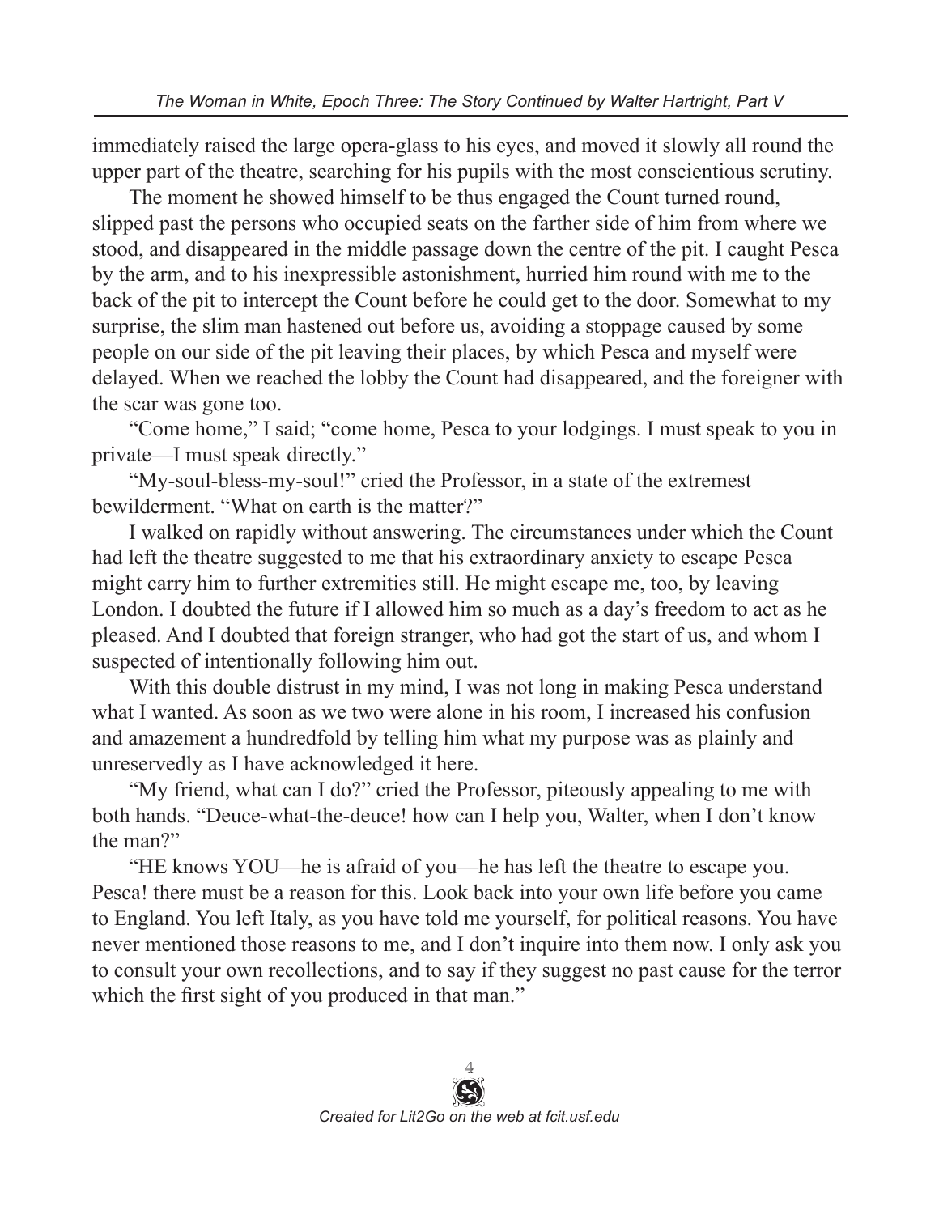immediately raised the large opera-glass to his eyes, and moved it slowly all round the upper part of the theatre, searching for his pupils with the most conscientious scrutiny.

The moment he showed himself to be thus engaged the Count turned round, slipped past the persons who occupied seats on the farther side of him from where we stood, and disappeared in the middle passage down the centre of the pit. I caught Pesca by the arm, and to his inexpressible astonishment, hurried him round with me to the back of the pit to intercept the Count before he could get to the door. Somewhat to my surprise, the slim man hastened out before us, avoiding a stoppage caused by some people on our side of the pit leaving their places, by which Pesca and myself were delayed. When we reached the lobby the Count had disappeared, and the foreigner with the scar was gone too.

"Come home," I said; "come home, Pesca to your lodgings. I must speak to you in private—I must speak directly."

"My-soul-bless-my-soul!" cried the Professor, in a state of the extremest bewilderment. "What on earth is the matter?"

I walked on rapidly without answering. The circumstances under which the Count had left the theatre suggested to me that his extraordinary anxiety to escape Pesca might carry him to further extremities still. He might escape me, too, by leaving London. I doubted the future if I allowed him so much as a day's freedom to act as he pleased. And I doubted that foreign stranger, who had got the start of us, and whom I suspected of intentionally following him out.

With this double distrust in my mind, I was not long in making Pesca understand what I wanted. As soon as we two were alone in his room, I increased his confusion and amazement a hundredfold by telling him what my purpose was as plainly and unreservedly as I have acknowledged it here.

"My friend, what can I do?" cried the Professor, piteously appealing to me with both hands. "Deuce-what-the-deuce! how can I help you, Walter, when I don't know the man?"

"HE knows YOU—he is afraid of you—he has left the theatre to escape you. Pesca! there must be a reason for this. Look back into your own life before you came to England. You left Italy, as you have told me yourself, for political reasons. You have never mentioned those reasons to me, and I don't inquire into them now. I only ask you to consult your own recollections, and to say if they suggest no past cause for the terror which the first sight of you produced in that man."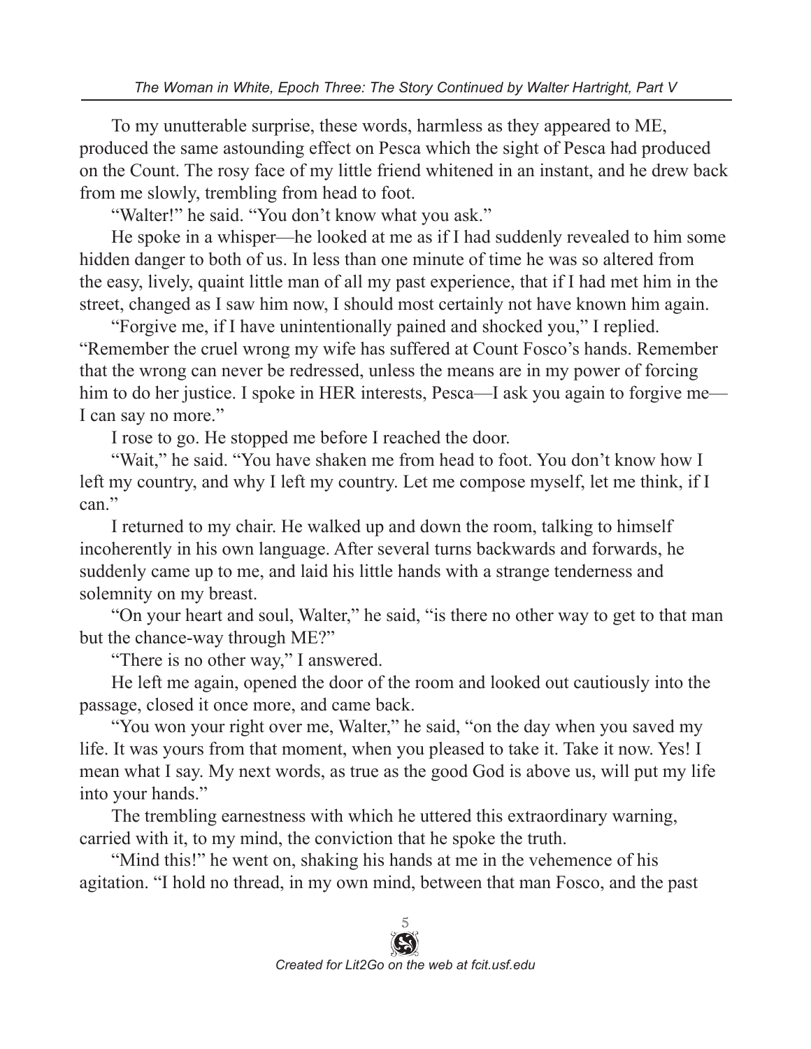To my unutterable surprise, these words, harmless as they appeared to ME, produced the same astounding effect on Pesca which the sight of Pesca had produced on the Count. The rosy face of my little friend whitened in an instant, and he drew back from me slowly, trembling from head to foot.

"Walter!" he said. "You don't know what you ask."

He spoke in a whisper—he looked at me as if I had suddenly revealed to him some hidden danger to both of us. In less than one minute of time he was so altered from the easy, lively, quaint little man of all my past experience, that if I had met him in the street, changed as I saw him now, I should most certainly not have known him again.

"Forgive me, if I have unintentionally pained and shocked you," I replied. "Remember the cruel wrong my wife has suffered at Count Fosco's hands. Remember that the wrong can never be redressed, unless the means are in my power of forcing him to do her justice. I spoke in HER interests, Pesca—I ask you again to forgive me—I can say no more."

I rose to go. He stopped me before I reached the door.

"Wait," he said. "You have shaken me from head to foot. You don't know how I left my country, and why I left my country. Let me compose myself, let me think, if I can."

I returned to my chair. He walked up and down the room, talking to himself incoherently in his own language. After several turns backwards and forwards, he suddenly came up to me, and laid his little hands with a strange tenderness and solemnity on my breast.

"On your heart and soul, Walter," he said, "is there no other way to get to that man but the chance-way through ME?"

"There is no other way," I answered.

He left me again, opened the door of the room and looked out cautiously into the passage, closed it once more, and came back.

"You won your right over me, Walter," he said, "on the day when you saved my life. It was yours from that moment, when you pleased to take it. Take it now. Yes! I mean what I say. My next words, as true as the good God is above us, will put my life into your hands."

The trembling earnestness with which he uttered this extraordinary warning, carried with it, to my mind, the conviction that he spoke the truth.

"Mind this!" he went on, shaking his hands at me in the vehemence of his agitation. "I hold no thread, in my own mind, between that man Fosco, and the past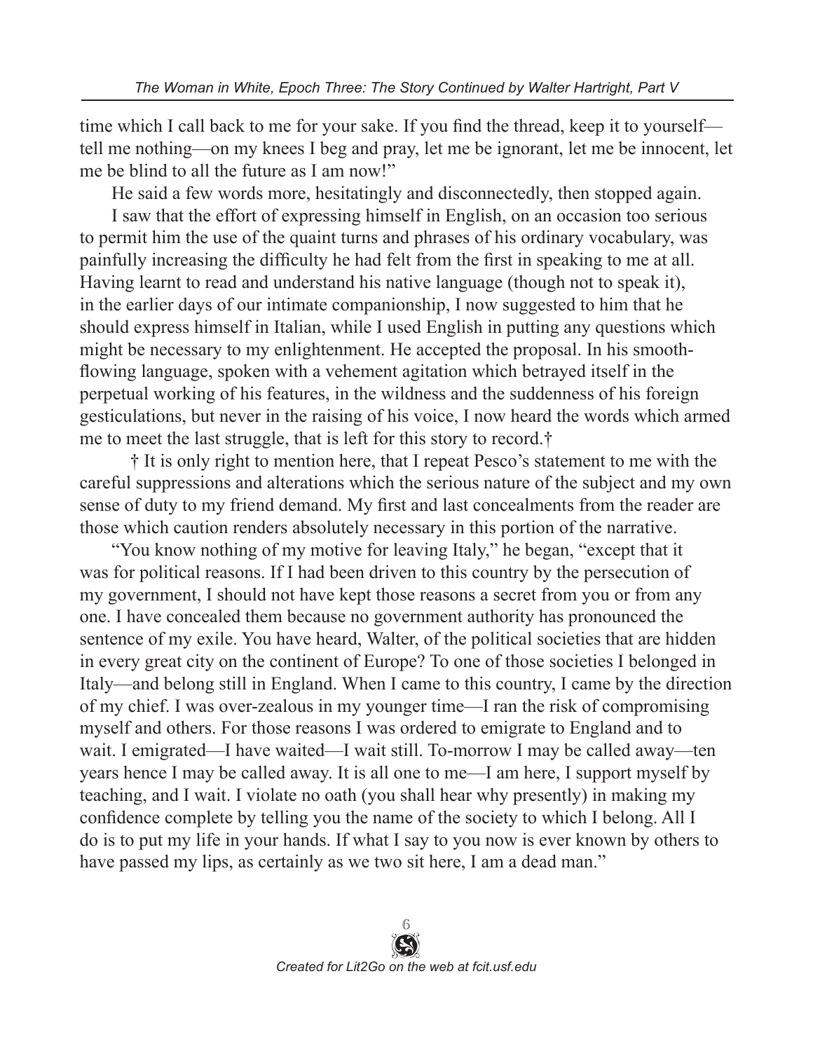time which I call back to me for your sake. If you find the thread, keep it to yourself—tell me nothing—on my knees I beg and pray, let me be ignorant, let me be innocent, let me be blind to all the future as I am now!"

He said a few words more, hesitatingly and disconnectedly, then stopped again.

I saw that the effort of expressing himself in English, on an occasion too serious to permit him the use of the quaint turns and phrases of his ordinary vocabulary, was painfully increasing the difficulty he had felt from the first in speaking to me at all. Having learnt to read and understand his native language (though not to speak it), in the earlier days of our intimate companionship, I now suggested to him that he should express himself in Italian, while I used English in putting any questions which might be necessary to my enlightenment. He accepted the proposal. In his smooth-flowing language, spoken with a vehement agitation which betrayed itself in the perpetual working of his features, in the wildness and the suddenness of his foreign gesticulations, but never in the raising of his voice, I now heard the words which armed me to meet the last struggle, that is left for this story to record.†

† It is only right to mention here, that I repeat Pesco's statement to me with the careful suppressions and alterations which the serious nature of the subject and my own sense of duty to my friend demand. My first and last concealments from the reader are those which caution renders absolutely necessary in this portion of the narrative.

"You know nothing of my motive for leaving Italy," he began, "except that it was for political reasons. If I had been driven to this country by the persecution of my government, I should not have kept those reasons a secret from you or from any one. I have concealed them because no government authority has pronounced the sentence of my exile. You have heard, Walter, of the political societies that are hidden in every great city on the continent of Europe? To one of those societies I belonged in Italy—and belong still in England. When I came to this country, I came by the direction of my chief. I was over-zealous in my younger time—I ran the risk of compromising myself and others. For those reasons I was ordered to emigrate to England and to wait. I emigrated—I have waited—I wait still. To-morrow I may be called away—ten years hence I may be called away. It is all one to me—I am here, I support myself by teaching, and I wait. I violate no oath (you shall hear why presently) in making my confidence complete by telling you the name of the society to which I belong. All I do is to put my life in your hands. If what I say to you now is ever known by others to have passed my lips, as certainly as we two sit here, I am a dead man."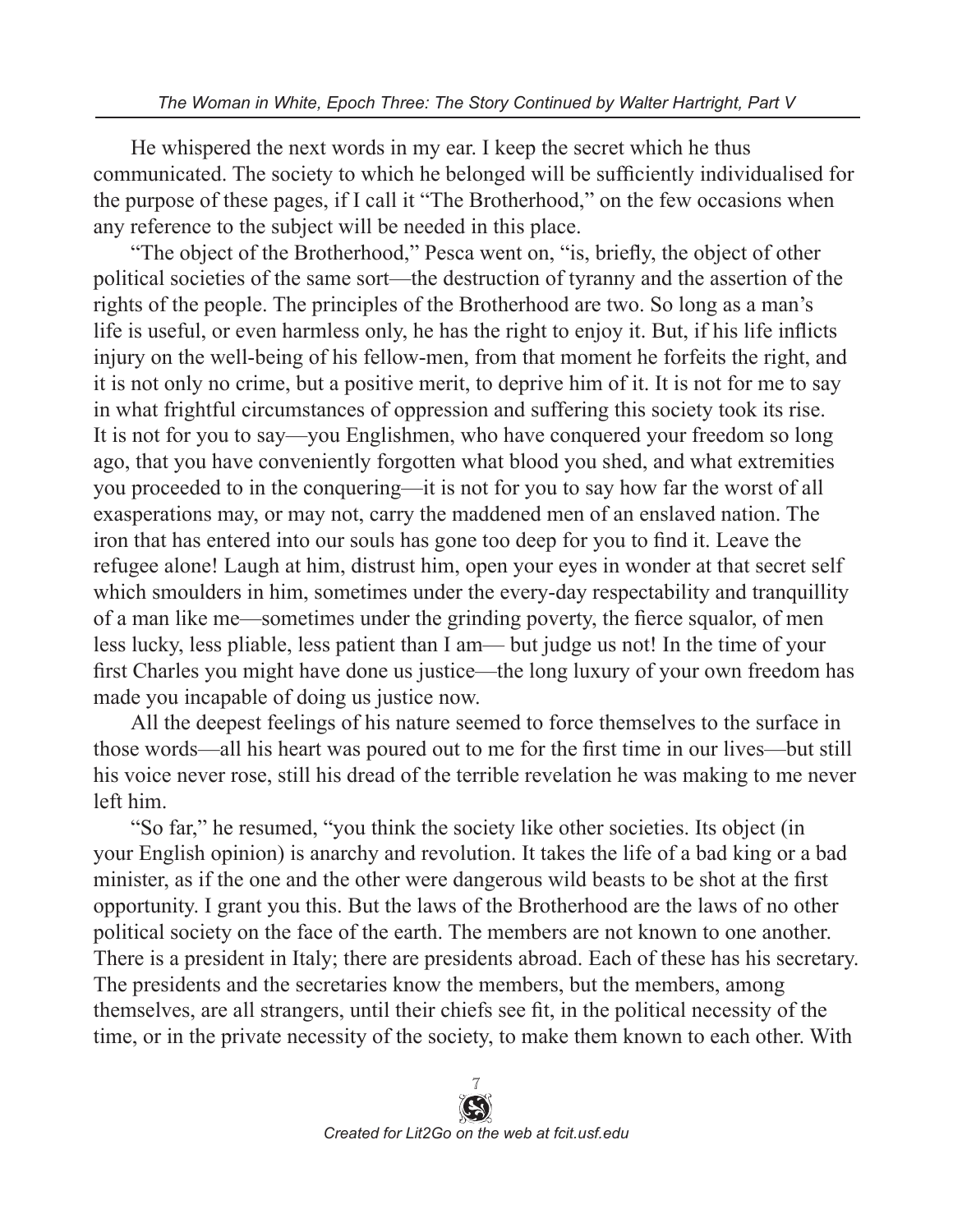He whispered the next words in my ear. I keep the secret which he thus communicated. The society to which he belonged will be sufficiently individualised for the purpose of these pages, if I call it "The Brotherhood," on the few occasions when any reference to the subject will be needed in this place.

"The object of the Brotherhood," Pesca went on, "is, briefly, the object of other political societies of the same sort—the destruction of tyranny and the assertion of the rights of the people. The principles of the Brotherhood are two. So long as a man's life is useful, or even harmless only, he has the right to enjoy it. But, if his life inflicts injury on the well-being of his fellow-men, from that moment he forfeits the right, and it is not only no crime, but a positive merit, to deprive him of it. It is not for me to say in what frightful circumstances of oppression and suffering this society took its rise. It is not for you to say—you Englishmen, who have conquered your freedom so long ago, that you have conveniently forgotten what blood you shed, and what extremities you proceeded to in the conquering—it is not for you to say how far the worst of all exasperations may, or may not, carry the maddened men of an enslaved nation. The iron that has entered into our souls has gone too deep for you to find it. Leave the refugee alone! Laugh at him, distrust him, open your eyes in wonder at that secret self which smoulders in him, sometimes under the every-day respectability and tranquillity of a man like me—sometimes under the grinding poverty, the fierce squalor, of men less lucky, less pliable, less patient than I am— but judge us not! In the time of your first Charles you might have done us justice—the long luxury of your own freedom has made you incapable of doing us justice now.

All the deepest feelings of his nature seemed to force themselves to the surface in those words—all his heart was poured out to me for the first time in our lives—but still his voice never rose, still his dread of the terrible revelation he was making to me never left him.

"So far," he resumed, "you think the society like other societies. Its object (in your English opinion) is anarchy and revolution. It takes the life of a bad king or a bad minister, as if the one and the other were dangerous wild beasts to be shot at the first opportunity. I grant you this. But the laws of the Brotherhood are the laws of no other political society on the face of the earth. The members are not known to one another. There is a president in Italy; there are presidents abroad. Each of these has his secretary. The presidents and the secretaries know the members, but the members, among themselves, are all strangers, until their chiefs see fit, in the political necessity of the time, or in the private necessity of the society, to make them known to each other. With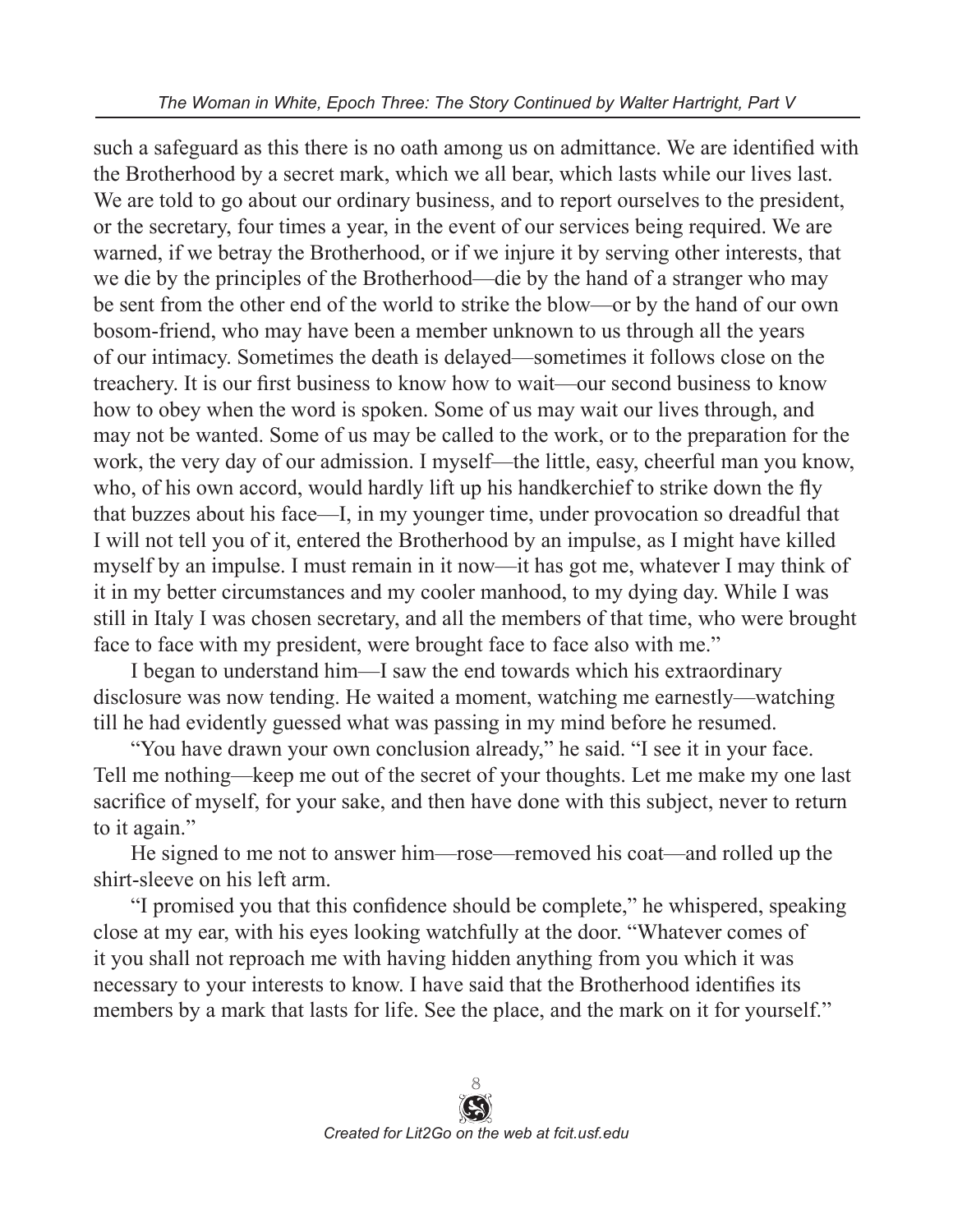such a safeguard as this there is no oath among us on admittance. We are identified with the Brotherhood by a secret mark, which we all bear, which lasts while our lives last. We are told to go about our ordinary business, and to report ourselves to the president, or the secretary, four times a year, in the event of our services being required. We are warned, if we betray the Brotherhood, or if we injure it by serving other interests, that we die by the principles of the Brotherhood—die by the hand of a stranger who may be sent from the other end of the world to strike the blow—or by the hand of our own bosom-friend, who may have been a member unknown to us through all the years of our intimacy. Sometimes the death is delayed—sometimes it follows close on the treachery. It is our first business to know how to wait—our second business to know how to obey when the word is spoken. Some of us may wait our lives through, and may not be wanted. Some of us may be called to the work, or to the preparation for the work, the very day of our admission. I myself—the little, easy, cheerful man you know, who, of his own accord, would hardly lift up his handkerchief to strike down the fly that buzzes about his face—I, in my younger time, under provocation so dreadful that I will not tell you of it, entered the Brotherhood by an impulse, as I might have killed myself by an impulse. I must remain in it now—it has got me, whatever I may think of it in my better circumstances and my cooler manhood, to my dying day. While I was still in Italy I was chosen secretary, and all the members of that time, who were brought face to face with my president, were brought face to face also with me."

I began to understand him—I saw the end towards which his extraordinary disclosure was now tending. He waited a moment, watching me earnestly—watching till he had evidently guessed what was passing in my mind before he resumed.

"You have drawn your own conclusion already," he said. "I see it in your face. Tell me nothing—keep me out of the secret of your thoughts. Let me make my one last sacrifice of myself, for your sake, and then have done with this subject, never to return to it again."

He signed to me not to answer him—rose—removed his coat—and rolled up the shirt-sleeve on his left arm.

"I promised you that this confidence should be complete," he whispered, speaking close at my ear, with his eyes looking watchfully at the door. "Whatever comes of it you shall not reproach me with having hidden anything from you which it was necessary to your interests to know. I have said that the Brotherhood identifies its members by a mark that lasts for life. See the place, and the mark on it for yourself."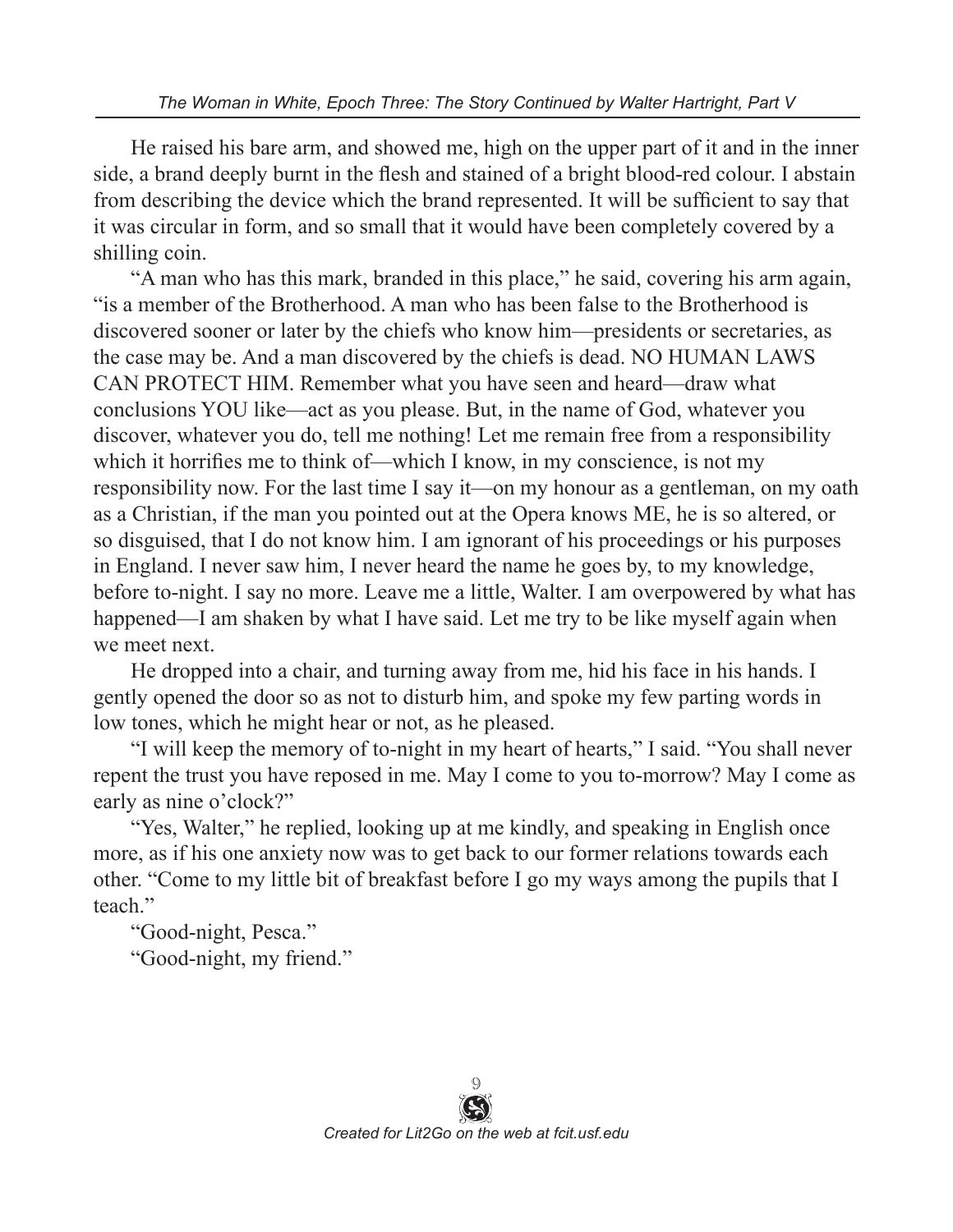He raised his bare arm, and showed me, high on the upper part of it and in the inner side, a brand deeply burnt in the flesh and stained of a bright blood-red colour. I abstain from describing the device which the brand represented. It will be sufficient to say that it was circular in form, and so small that it would have been completely covered by a shilling coin.

"A man who has this mark, branded in this place," he said, covering his arm again, "is a member of the Brotherhood. A man who has been false to the Brotherhood is discovered sooner or later by the chiefs who know him—presidents or secretaries, as the case may be. And a man discovered by the chiefs is dead. NO HUMAN LAWS CAN PROTECT HIM. Remember what you have seen and heard—draw what conclusions YOU like—act as you please. But, in the name of God, whatever you discover, whatever you do, tell me nothing! Let me remain free from a responsibility which it horrifies me to think of—which I know, in my conscience, is not my responsibility now. For the last time I say it—on my honour as a gentleman, on my oath as a Christian, if the man you pointed out at the Opera knows ME, he is so altered, or so disguised, that I do not know him. I am ignorant of his proceedings or his purposes in England. I never saw him, I never heard the name he goes by, to my knowledge, before to-night. I say no more. Leave me a little, Walter. I am overpowered by what has happened—I am shaken by what I have said. Let me try to be like myself again when we meet next.

He dropped into a chair, and turning away from me, hid his face in his hands. I gently opened the door so as not to disturb him, and spoke my few parting words in low tones, which he might hear or not, as he pleased.

"I will keep the memory of to-night in my heart of hearts," I said. "You shall never repent the trust you have reposed in me. May I come to you to-morrow? May I come as early as nine o'clock?"

"Yes, Walter," he replied, looking up at me kindly, and speaking in English once more, as if his one anxiety now was to get back to our former relations towards each other. "Come to my little bit of breakfast before I go my ways among the pupils that I teach."

"Good-night, Pesca."

"Good-night, my friend."